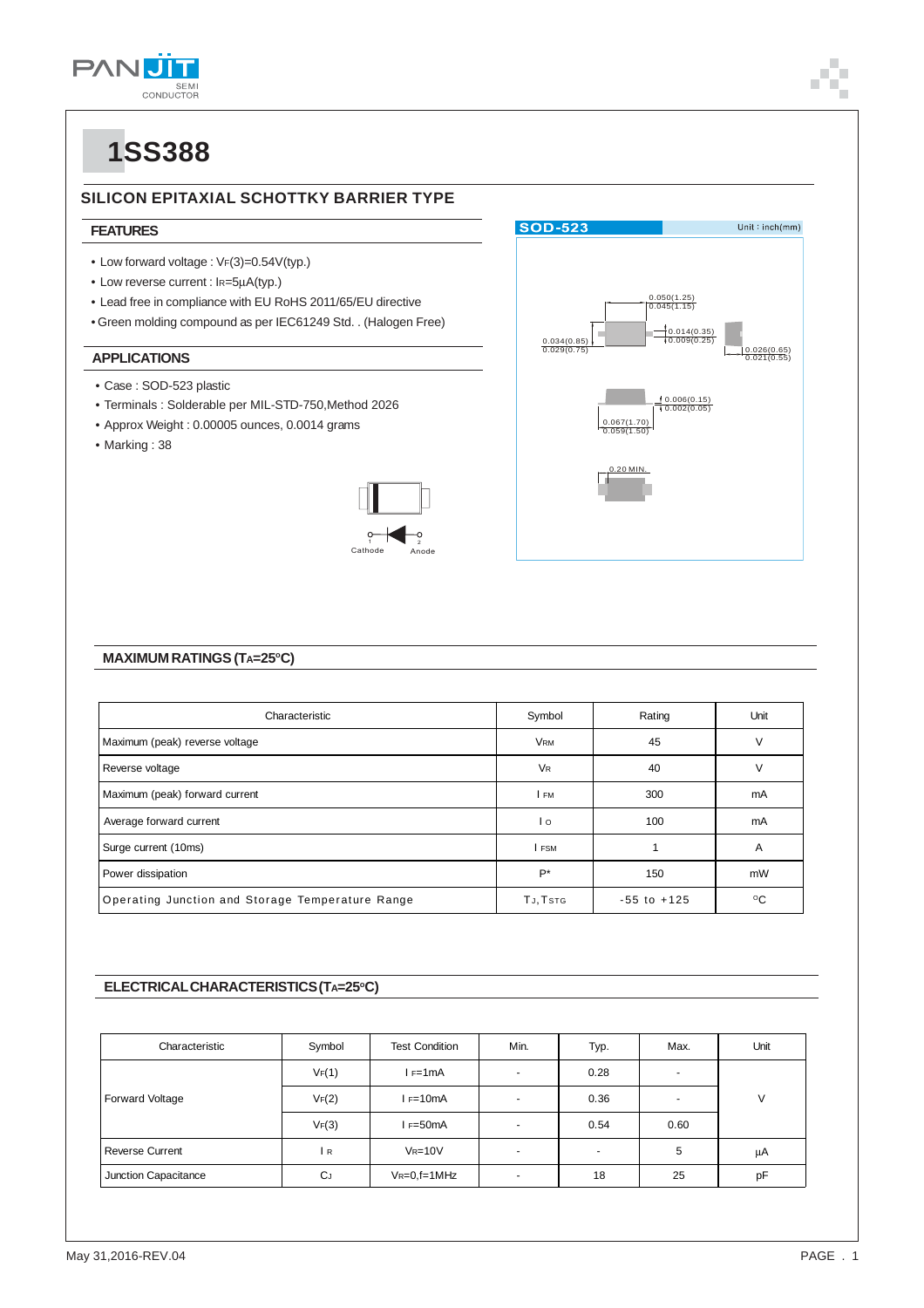# 1SS388

## SILICON EPITAXIAL SCHOTTKY BARRIER TYPE

### FEATURES

- Low forward voltage : $V_F(3)$=0.54V(typ.)
- Low reverse current : $I_R$=5μA(typ.)
- Lead free in compliance with EU RoHS 2011/65/EU directive
- Green molding compound as per IEC61249 Std. . (Halogen Free)

### APPLICATIONS

- Case : SOD-523 plastic
- Terminals : Solderable per MIL-STD-750,Method 2026
- Approx Weight : 0.00005 ounces, 0.0014 grams
- Marking : 38

SOD-523 Unit : inch(mm)

0.050(1.25) 0.045(1.15)
0.014(0.35) 0.009(0.25)
0.034(0.85) 0.029(0.75)
0.026(0.65) 0.021(0.55)
0.006(0.15) 0.002(0.05)
0.067(1.70) 0.059(1.50)
0.20 MIN.

Cathode 1 — 2 Anode

### MAXIMUM RATINGS ($T_A$=25°C)

| Characteristic | Symbol | Rating | Unit |
|---|---|---|---|
| Maximum (peak) reverse voltage | $V_{RM}$ | 45 | V |
| Reverse voltage | $V_R$ | 40 | V |
| Maximum (peak) forward current | $I_{FM}$ | 300 | mA |
| Average forward current | $I_O$ | 100 | mA |
| Surge current (10ms) | $I_{FSM}$ | 1 | A |
| Power dissipation | P* | 150 | mW |
| Operating Junction and Storage Temperature Range | $T_J$,$T_{STG}$ | -55 to +125 | °C |

### ELECTRICAL CHARACTERISTICS ($T_A$=25°C)

| Characteristic | Symbol | Test Condition | Min. | Typ. | Max. | Unit |
|---|---|---|---|---|---|---|
| Forward Voltage | $V_F(1)$ | $I_F$=1mA | - | 0.28 | - | V |
| | $V_F(2)$ | $I_F$=10mA | - | 0.36 | - | |
| | $V_F(3)$ | $I_F$=50mA | - | 0.54 | 0.60 | |
| Reverse Current | $I_R$ | $V_R$=10V | - | - | 5 | μA |
| Junction Capacitance | $C_J$ | $V_R$=0,f=1MHz | - | 18 | 25 | pF |

May 31,2016-REV.04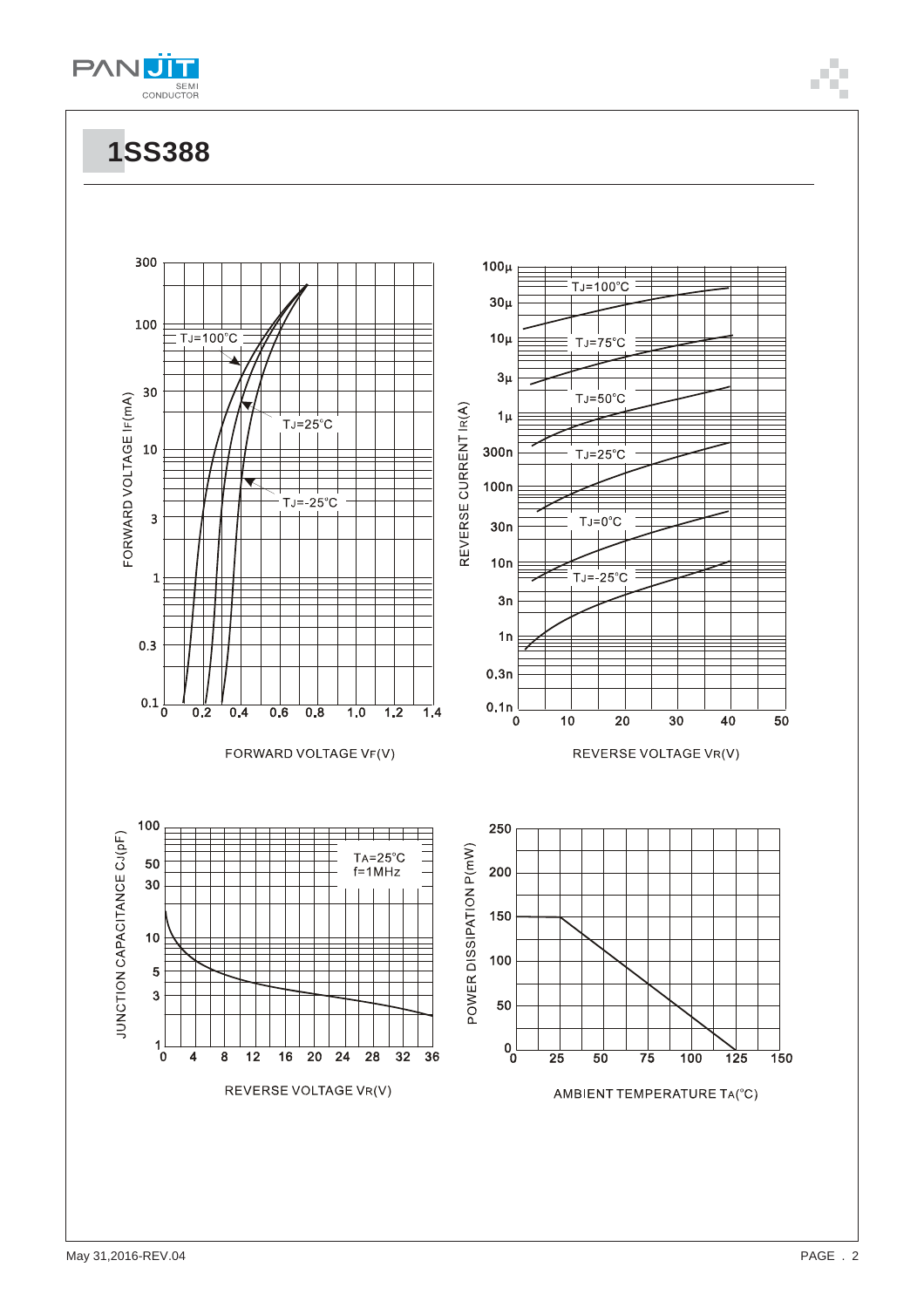# 1SS388

FORWARD VOLTAGE IF(mA)

TJ=100°C

TJ=25°C

TJ=-25°C

FORWARD VOLTAGE VF(V)

REVERSE CURRENT IR(A)

TJ=100°C

TJ=75°C

TJ=50°C

TJ=25°C

TJ=0°C

TJ=-25°C

REVERSE VOLTAGE VR(V)

JUNCTION CAPACITANCE CJ(pF)

TA=25°C
f=1MHz

REVERSE VOLTAGE VR(V)

POWER DISSIPATION P(mW)

AMBIENT TEMPERATURE TA(°C)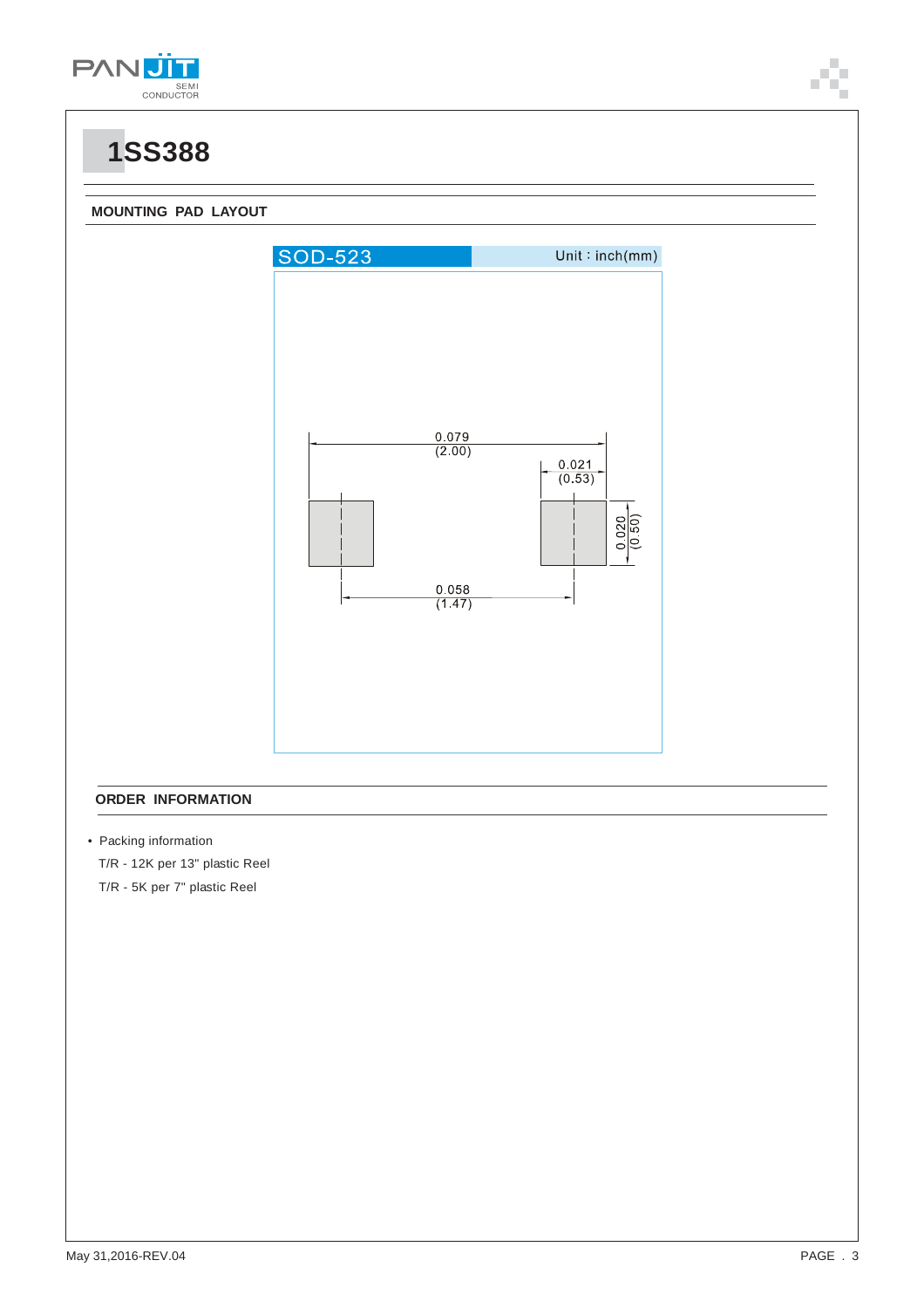# 1SS388

## MOUNTING PAD LAYOUT

SOD-523 Unit : inch(mm)

0.079 (2.00)

0.021 (0.53)

0.020 (0.50)

0.058 (1.47)

## ORDER INFORMATION

- Packing information

  T/R - 12K per 13" plastic Reel

  T/R - 5K per 7" plastic Reel

May 31,2016-REV.04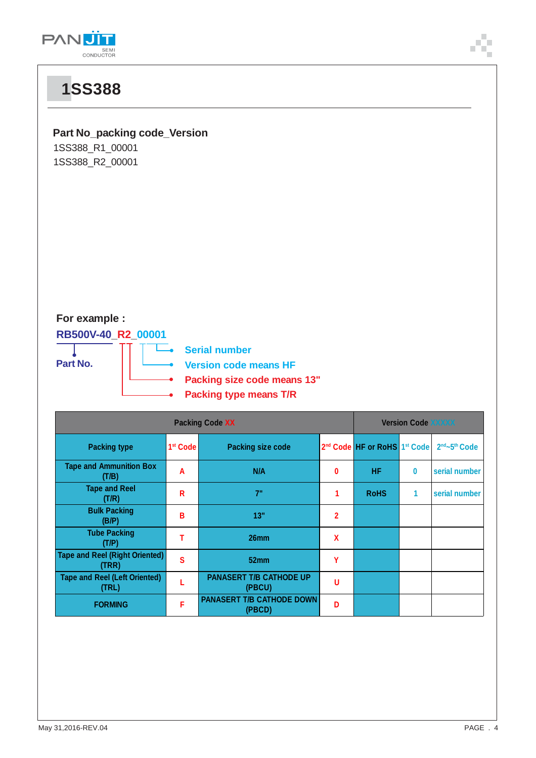# 1SS388

**Part No_packing code_Version**

1SS388_R1_00001
1SS388_R2_00001

**For example :**

**RB500V-40_R2_00001**

- **Part No.**
- **Serial number**
- **Version code means HF**
- **Packing size code means 13"**
- **Packing type means T/R**

| Packing Code XX | | | | Version Code XXXXX | | |
|---|---|---|---|---|---|---|
| Packing type | 1st Code | Packing size code | 2nd Code | HF or RoHS | 1st Code | 2nd~5th Code |
| Tape and Ammunition Box (T/B) | A | N/A | 0 | HF | 0 | serial number |
| Tape and Reel (T/R) | R | 7" | 1 | RoHS | 1 | serial number |
| Bulk Packing (B/P) | B | 13" | 2 | | | |
| Tube Packing (T/P) | T | 26mm | X | | | |
| Tape and Reel (Right Oriented) (TRR) | S | 52mm | Y | | | |
| Tape and Reel (Left Oriented) (TRL) | L | PANASERT T/B CATHODE UP (PBCU) | U | | | |
| FORMING | F | PANASERT T/B CATHODE DOWN (PBCD) | D | | | |

May 31,2016-REV.04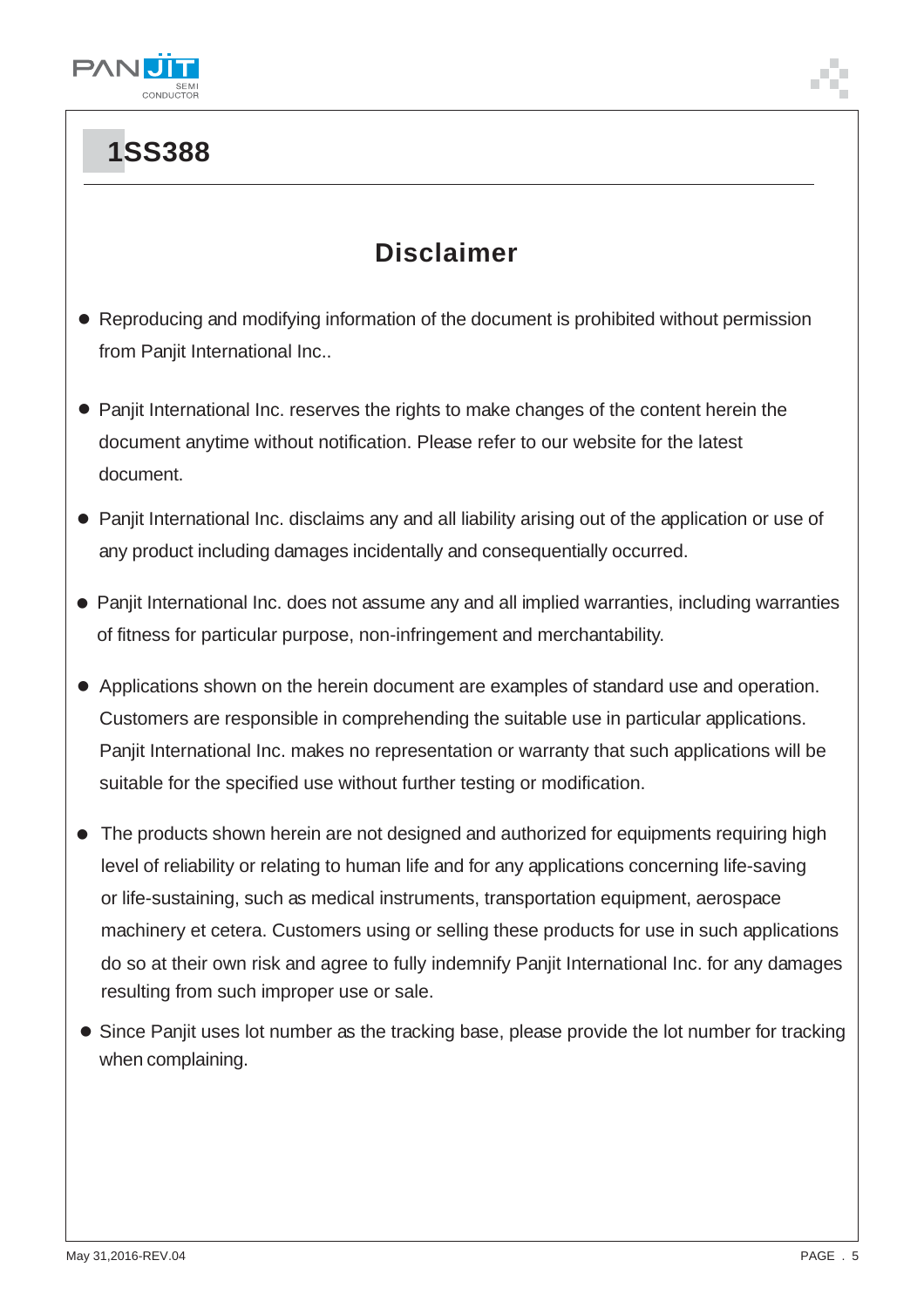# 1SS388

## Disclaimer

- Reproducing and modifying information of the document is prohibited without permission from Panjit International Inc..
- Panjit International Inc. reserves the rights to make changes of the content herein the document anytime without notification. Please refer to our website for the latest document.
- Panjit International Inc. disclaims any and all liability arising out of the application or use of any product including damages incidentally and consequentially occurred.
- Panjit International Inc. does not assume any and all implied warranties, including warranties of fitness for particular purpose, non-infringement and merchantability.
- Applications shown on the herein document are examples of standard use and operation. Customers are responsible in comprehending the suitable use in particular applications. Panjit International Inc. makes no representation or warranty that such applications will be suitable for the specified use without further testing or modification.
- The products shown herein are not designed and authorized for equipments requiring high level of reliability or relating to human life and for any applications concerning life-saving or life-sustaining, such as medical instruments, transportation equipment, aerospace machinery et cetera. Customers using or selling these products for use in such applications do so at their own risk and agree to fully indemnify Panjit International Inc. for any damages resulting from such improper use or sale.
- Since Panjit uses lot number as the tracking base, please provide the lot number for tracking when complaining.

May 31,2016-REV.04